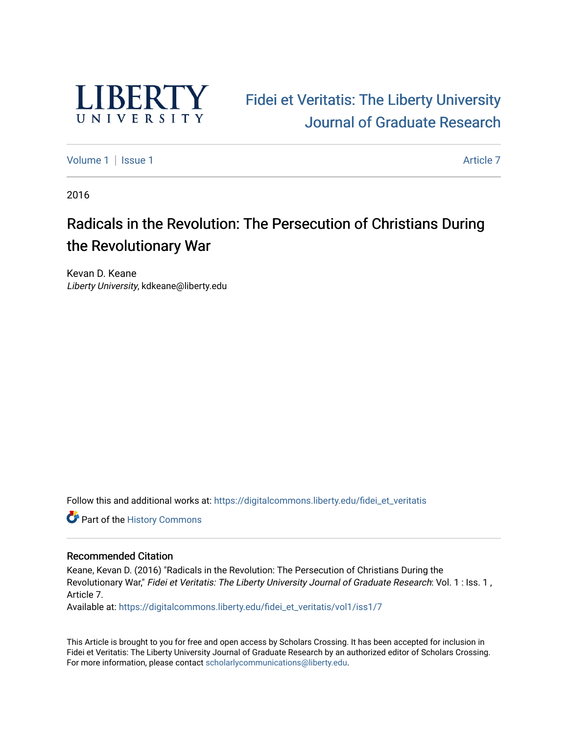LIBERTY UNIVERSITY

Fidei et Veritatis: The Liberty University Journal of Graduate Research

Volume 1 | Issue 1 Article 7

2016

# Radicals in the Revolution: The Persecution of Christians During the Revolutionary War

Kevan D. Keane
*Liberty University*, kdkeane@liberty.edu

Follow this and additional works at: https://digitalcommons.liberty.edu/fidei_et_veritatis

Part of the History Commons

## Recommended Citation

Keane, Kevan D. (2016) "Radicals in the Revolution: The Persecution of Christians During the Revolutionary War," *Fidei et Veritatis: The Liberty University Journal of Graduate Research*: Vol. 1 : Iss. 1 , Article 7.

Available at: https://digitalcommons.liberty.edu/fidei_et_veritatis/vol1/iss1/7

This Article is brought to you for free and open access by Scholars Crossing. It has been accepted for inclusion in Fidei et Veritatis: The Liberty University Journal of Graduate Research by an authorized editor of Scholars Crossing. For more information, please contact scholarlycommunications@liberty.edu.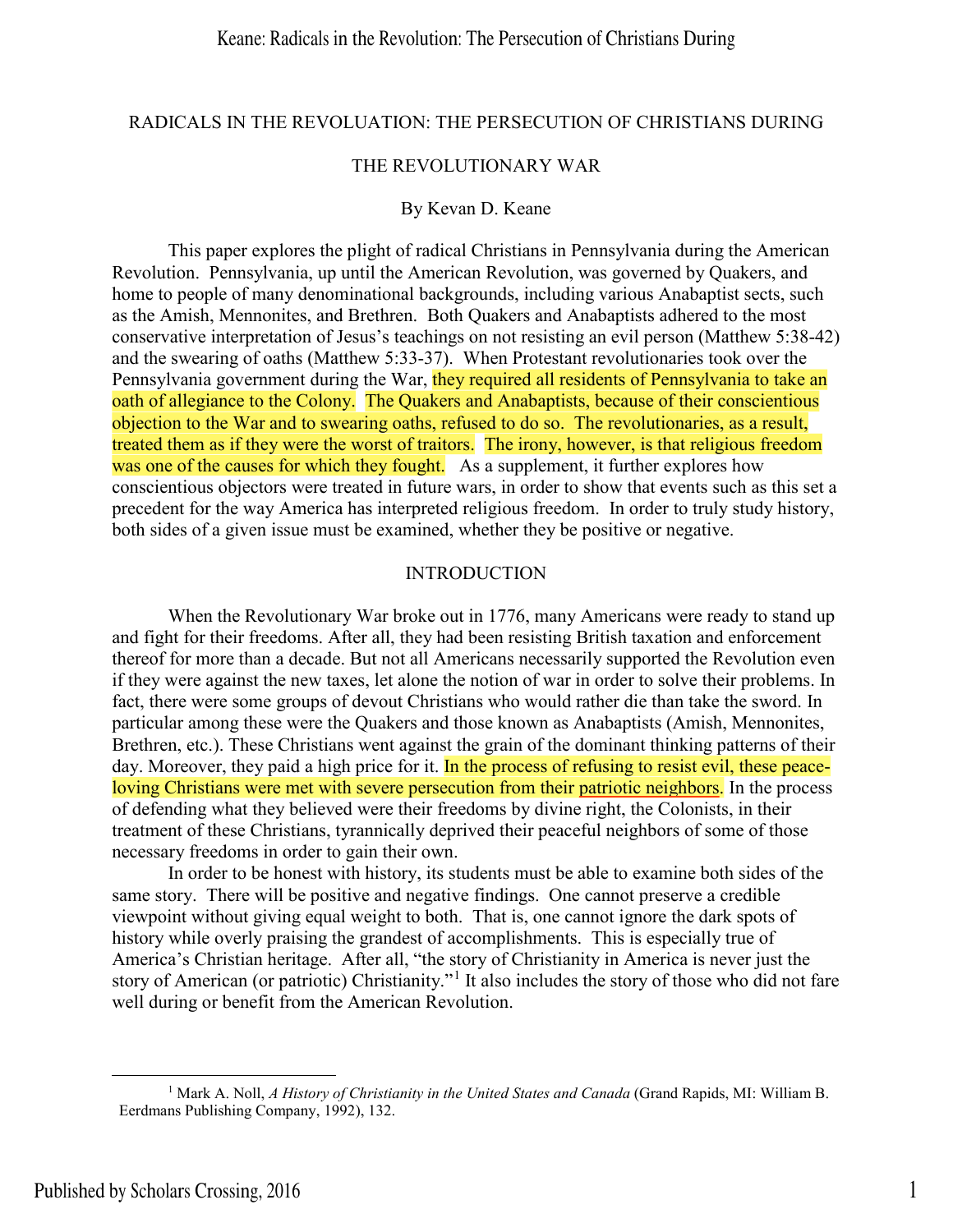RADICALS IN THE REVOLUATION: THE PERSECUTION OF CHRISTIANS DURING

THE REVOLUTIONARY WAR

By Kevan D. Keane

This paper explores the plight of radical Christians in Pennsylvania during the American Revolution. Pennsylvania, up until the American Revolution, was governed by Quakers, and home to people of many denominational backgrounds, including various Anabaptist sects, such as the Amish, Mennonites, and Brethren. Both Quakers and Anabaptists adhered to the most conservative interpretation of Jesus's teachings on not resisting an evil person (Matthew 5:38-42) and the swearing of oaths (Matthew 5:33-37). When Protestant revolutionaries took over the Pennsylvania government during the War, they required all residents of Pennsylvania to take an oath of allegiance to the Colony. The Quakers and Anabaptists, because of their conscientious objection to the War and to swearing oaths, refused to do so. The revolutionaries, as a result, treated them as if they were the worst of traitors. The irony, however, is that religious freedom was one of the causes for which they fought. As a supplement, it further explores how conscientious objectors were treated in future wars, in order to show that events such as this set a precedent for the way America has interpreted religious freedom. In order to truly study history, both sides of a given issue must be examined, whether they be positive or negative.

## INTRODUCTION

When the Revolutionary War broke out in 1776, many Americans were ready to stand up and fight for their freedoms. After all, they had been resisting British taxation and enforcement thereof for more than a decade. But not all Americans necessarily supported the Revolution even if they were against the new taxes, let alone the notion of war in order to solve their problems. In fact, there were some groups of devout Christians who would rather die than take the sword. In particular among these were the Quakers and those known as Anabaptists (Amish, Mennonites, Brethren, etc.). These Christians went against the grain of the dominant thinking patterns of their day. Moreover, they paid a high price for it. In the process of refusing to resist evil, these peace-loving Christians were met with severe persecution from their patriotic neighbors. In the process of defending what they believed were their freedoms by divine right, the Colonists, in their treatment of these Christians, tyrannically deprived their peaceful neighbors of some of those necessary freedoms in order to gain their own.

In order to be honest with history, its students must be able to examine both sides of the same story. There will be positive and negative findings. One cannot preserve a credible viewpoint without giving equal weight to both. That is, one cannot ignore the dark spots of history while overly praising the grandest of accomplishments. This is especially true of America's Christian heritage. After all, "the story of Christianity in America is never just the story of American (or patriotic) Christianity."[1] It also includes the story of those who did not fare well during or benefit from the American Revolution.

[1] Mark A. Noll, *A History of Christianity in the United States and Canada* (Grand Rapids, MI: William B. Eerdmans Publishing Company, 1992), 132.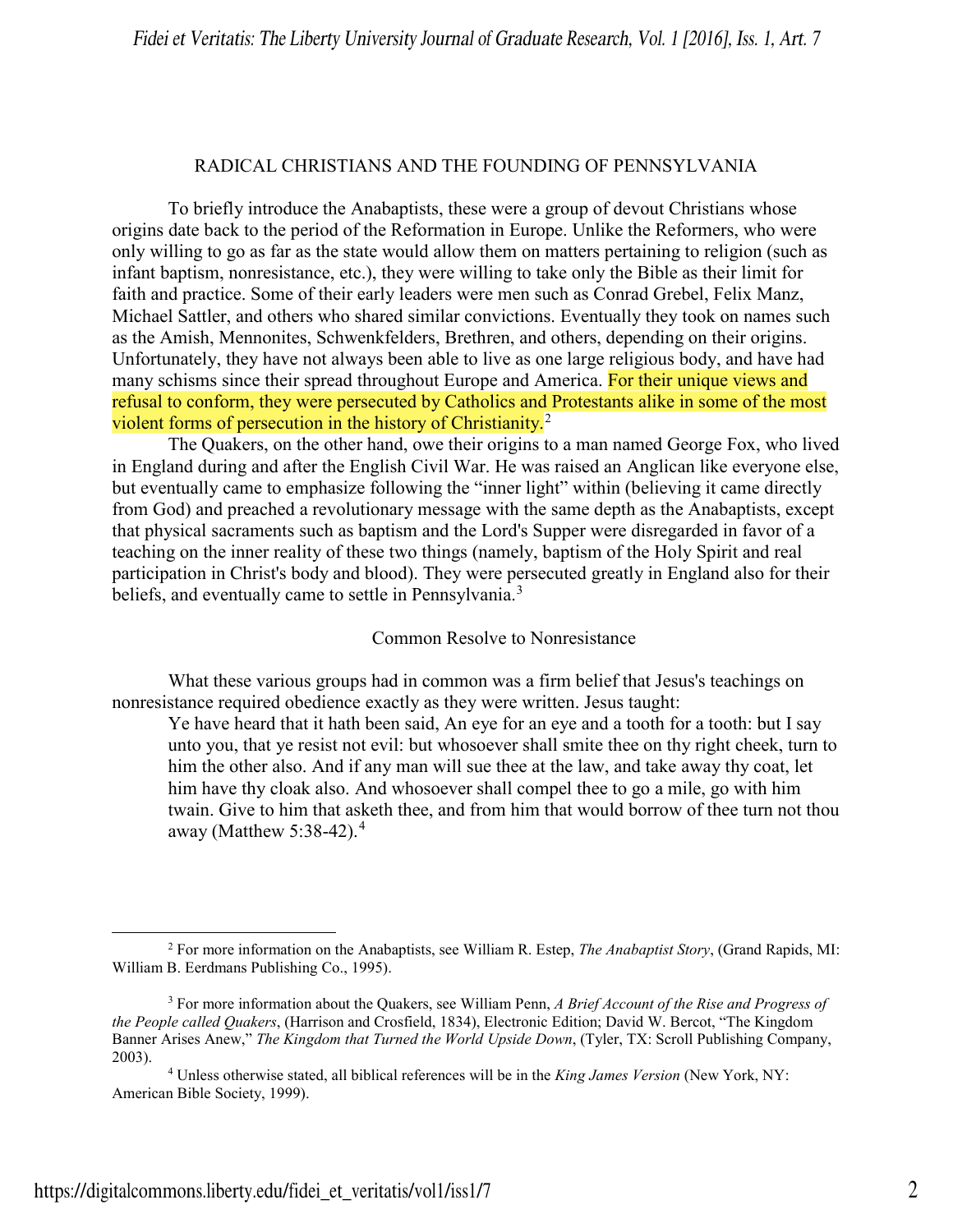## RADICAL CHRISTIANS AND THE FOUNDING OF PENNSYLVANIA

To briefly introduce the Anabaptists, these were a group of devout Christians whose origins date back to the period of the Reformation in Europe. Unlike the Reformers, who were only willing to go as far as the state would allow them on matters pertaining to religion (such as infant baptism, nonresistance, etc.), they were willing to take only the Bible as their limit for faith and practice. Some of their early leaders were men such as Conrad Grebel, Felix Manz, Michael Sattler, and others who shared similar convictions. Eventually they took on names such as the Amish, Mennonites, Schwenkfelders, Brethren, and others, depending on their origins. Unfortunately, they have not always been able to live as one large religious body, and have had many schisms since their spread throughout Europe and America. For their unique views and refusal to conform, they were persecuted by Catholics and Protestants alike in some of the most violent forms of persecution in the history of Christianity.[2]

The Quakers, on the other hand, owe their origins to a man named George Fox, who lived in England during and after the English Civil War. He was raised an Anglican like everyone else, but eventually came to emphasize following the "inner light" within (believing it came directly from God) and preached a revolutionary message with the same depth as the Anabaptists, except that physical sacraments such as baptism and the Lord's Supper were disregarded in favor of a teaching on the inner reality of these two things (namely, baptism of the Holy Spirit and real participation in Christ's body and blood). They were persecuted greatly in England also for their beliefs, and eventually came to settle in Pennsylvania.[3]

### Common Resolve to Nonresistance

What these various groups had in common was a firm belief that Jesus's teachings on nonresistance required obedience exactly as they were written. Jesus taught:

> Ye have heard that it hath been said, An eye for an eye and a tooth for a tooth: but I say unto you, that ye resist not evil: but whosoever shall smite thee on thy right cheek, turn to him the other also. And if any man will sue thee at the law, and take away thy coat, let him have thy cloak also. And whosoever shall compel thee to go a mile, go with him twain. Give to him that asketh thee, and from him that would borrow of thee turn not thou away (Matthew 5:38-42).[4]

---

[2] For more information on the Anabaptists, see William R. Estep, *The Anabaptist Story*, (Grand Rapids, MI: William B. Eerdmans Publishing Co., 1995).

[3] For more information about the Quakers, see William Penn, *A Brief Account of the Rise and Progress of the People called Quakers*, (Harrison and Crosfield, 1834), Electronic Edition; David W. Bercot, "The Kingdom Banner Arises Anew," *The Kingdom that Turned the World Upside Down*, (Tyler, TX: Scroll Publishing Company, 2003).

[4] Unless otherwise stated, all biblical references will be in the *King James Version* (New York, NY: American Bible Society, 1999).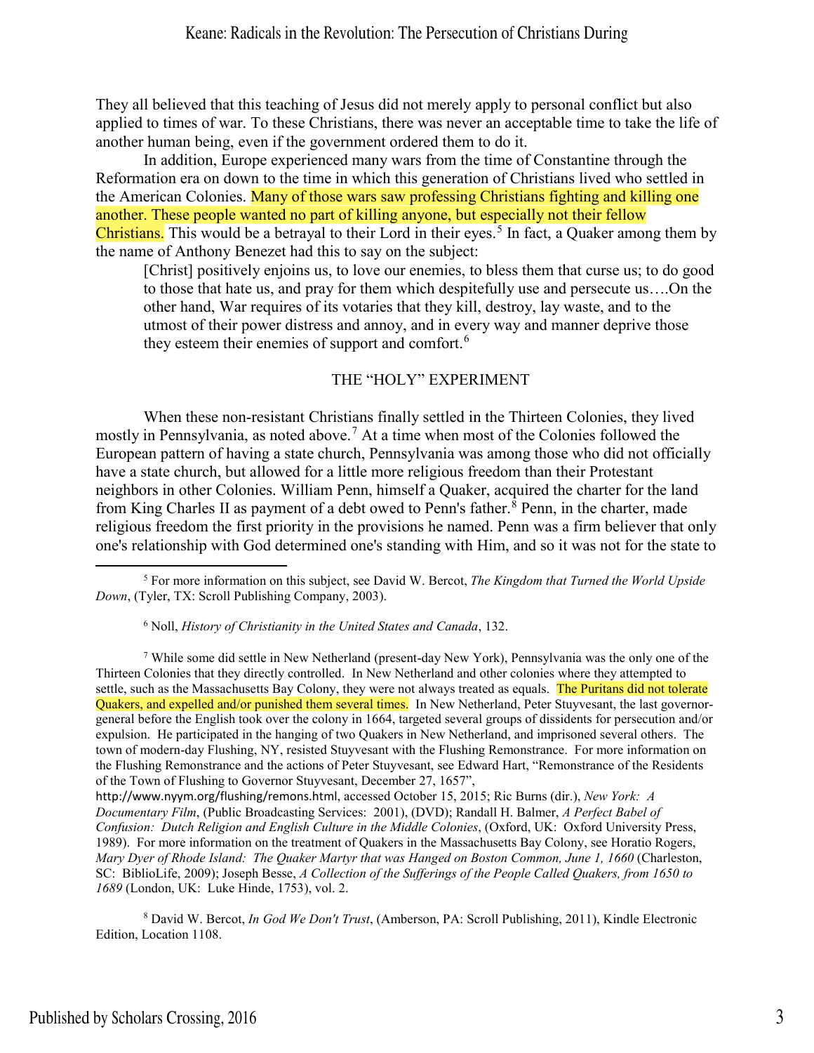They all believed that this teaching of Jesus did not merely apply to personal conflict but also applied to times of war. To these Christians, there was never an acceptable time to take the life of another human being, even if the government ordered them to do it.

In addition, Europe experienced many wars from the time of Constantine through the Reformation era on down to the time in which this generation of Christians lived who settled in the American Colonies. Many of those wars saw professing Christians fighting and killing one another. These people wanted no part of killing anyone, but especially not their fellow Christians. This would be a betrayal to their Lord in their eyes.[5] In fact, a Quaker among them by the name of Anthony Benezet had this to say on the subject:

> [Christ] positively enjoins us, to love our enemies, to bless them that curse us; to do good to those that hate us, and pray for them which despitefully use and persecute us….On the other hand, War requires of its votaries that they kill, destroy, lay waste, and to the utmost of their power distress and annoy, and in every way and manner deprive those they esteem their enemies of support and comfort.[6]

## THE "HOLY" EXPERIMENT

When these non-resistant Christians finally settled in the Thirteen Colonies, they lived mostly in Pennsylvania, as noted above.[7] At a time when most of the Colonies followed the European pattern of having a state church, Pennsylvania was among those who did not officially have a state church, but allowed for a little more religious freedom than their Protestant neighbors in other Colonies. William Penn, himself a Quaker, acquired the charter for the land from King Charles II as payment of a debt owed to Penn's father.[8] Penn, in the charter, made religious freedom the first priority in the provisions he named. Penn was a firm believer that only one's relationship with God determined one's standing with Him, and so it was not for the state to

---

[5] For more information on this subject, see David W. Bercot, *The Kingdom that Turned the World Upside Down*, (Tyler, TX: Scroll Publishing Company, 2003).

[6] Noll, *History of Christianity in the United States and Canada*, 132.

[7] While some did settle in New Netherland (present-day New York), Pennsylvania was the only one of the Thirteen Colonies that they directly controlled. In New Netherland and other colonies where they attempted to settle, such as the Massachusetts Bay Colony, they were not always treated as equals. The Puritans did not tolerate Quakers, and expelled and/or punished them several times. In New Netherland, Peter Stuyvesant, the last governor-general before the English took over the colony in 1664, targeted several groups of dissidents for persecution and/or expulsion. He participated in the hanging of two Quakers in New Netherland, and imprisoned several others. The town of modern-day Flushing, NY, resisted Stuyvesant with the Flushing Remonstrance. For more information on the Flushing Remonstrance and the actions of Peter Stuyvesant, see Edward Hart, "Remonstrance of the Residents of the Town of Flushing to Governor Stuyvesant, December 27, 1657", http://www.nyym.org/flushing/remons.html, accessed October 15, 2015; Ric Burns (dir.), *New York: A Documentary Film*, (Public Broadcasting Services: 2001), (DVD); Randall H. Balmer, *A Perfect Babel of Confusion: Dutch Religion and English Culture in the Middle Colonies*, (Oxford, UK: Oxford University Press, 1989). For more information on the treatment of Quakers in the Massachusetts Bay Colony, see Horatio Rogers, *Mary Dyer of Rhode Island: The Quaker Martyr that was Hanged on Boston Common, June 1, 1660* (Charleston, SC: BiblioLife, 2009); Joseph Besse, *A Collection of the Sufferings of the People Called Quakers, from 1650 to 1689* (London, UK: Luke Hinde, 1753), vol. 2.

[8] David W. Bercot, *In God We Don't Trust*, (Amberson, PA: Scroll Publishing, 2011), Kindle Electronic Edition, Location 1108.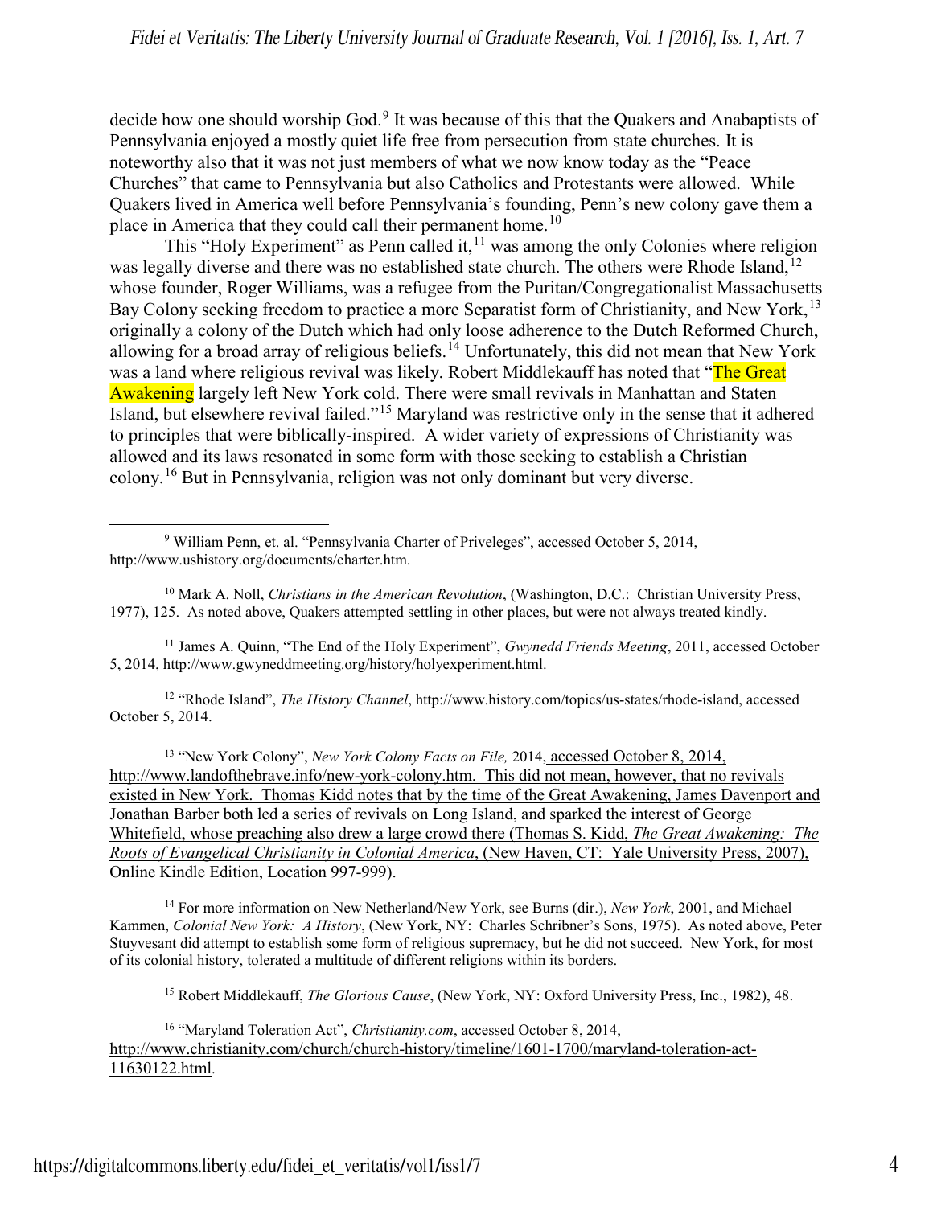decide how one should worship God.[9] It was because of this that the Quakers and Anabaptists of Pennsylvania enjoyed a mostly quiet life free from persecution from state churches. It is noteworthy also that it was not just members of what we now know today as the "Peace Churches" that came to Pennsylvania but also Catholics and Protestants were allowed. While Quakers lived in America well before Pennsylvania's founding, Penn's new colony gave them a place in America that they could call their permanent home.[10]

This "Holy Experiment" as Penn called it,[11] was among the only Colonies where religion was legally diverse and there was no established state church. The others were Rhode Island,[12] whose founder, Roger Williams, was a refugee from the Puritan/Congregationalist Massachusetts Bay Colony seeking freedom to practice a more Separatist form of Christianity, and New York,[13] originally a colony of the Dutch which had only loose adherence to the Dutch Reformed Church, allowing for a broad array of religious beliefs.[14] Unfortunately, this did not mean that New York was a land where religious revival was likely. Robert Middlekauff has noted that "The Great Awakening largely left New York cold. There were small revivals in Manhattan and Staten Island, but elsewhere revival failed."[15] Maryland was restrictive only in the sense that it adhered to principles that were biblically-inspired. A wider variety of expressions of Christianity was allowed and its laws resonated in some form with those seeking to establish a Christian colony.[16] But in Pennsylvania, religion was not only dominant but very diverse.

---

[9] William Penn, et. al. "Pennsylvania Charter of Priveleges", accessed October 5, 2014, http://www.ushistory.org/documents/charter.htm.

[10] Mark A. Noll, *Christians in the American Revolution*, (Washington, D.C.: Christian University Press, 1977), 125. As noted above, Quakers attempted settling in other places, but were not always treated kindly.

[11] James A. Quinn, "The End of the Holy Experiment", *Gwynedd Friends Meeting*, 2011, accessed October 5, 2014, http://www.gwyneddmeeting.org/history/holyexperiment.html.

[12] "Rhode Island", *The History Channel*, http://www.history.com/topics/us-states/rhode-island, accessed October 5, 2014.

[13] "New York Colony", *New York Colony Facts on File,* 2014, accessed October 8, 2014, http://www.landofthebrave.info/new-york-colony.htm. This did not mean, however, that no revivals existed in New York. Thomas Kidd notes that by the time of the Great Awakening, James Davenport and Jonathan Barber both led a series of revivals on Long Island, and sparked the interest of George Whitefield, whose preaching also drew a large crowd there (Thomas S. Kidd, *The Great Awakening: The Roots of Evangelical Christianity in Colonial America*, (New Haven, CT: Yale University Press, 2007), Online Kindle Edition, Location 997-999).

[14] For more information on New Netherland/New York, see Burns (dir.), *New York*, 2001, and Michael Kammen, *Colonial New York: A History*, (New York, NY: Charles Schribner's Sons, 1975). As noted above, Peter Stuyvesant did attempt to establish some form of religious supremacy, but he did not succeed. New York, for most of its colonial history, tolerated a multitude of different religions within its borders.

[15] Robert Middlekauff, *The Glorious Cause*, (New York, NY: Oxford University Press, Inc., 1982), 48.

[16] "Maryland Toleration Act", *Christianity.com*, accessed October 8, 2014, http://www.christianity.com/church/church-history/timeline/1601-1700/maryland-toleration-act-11630122.html.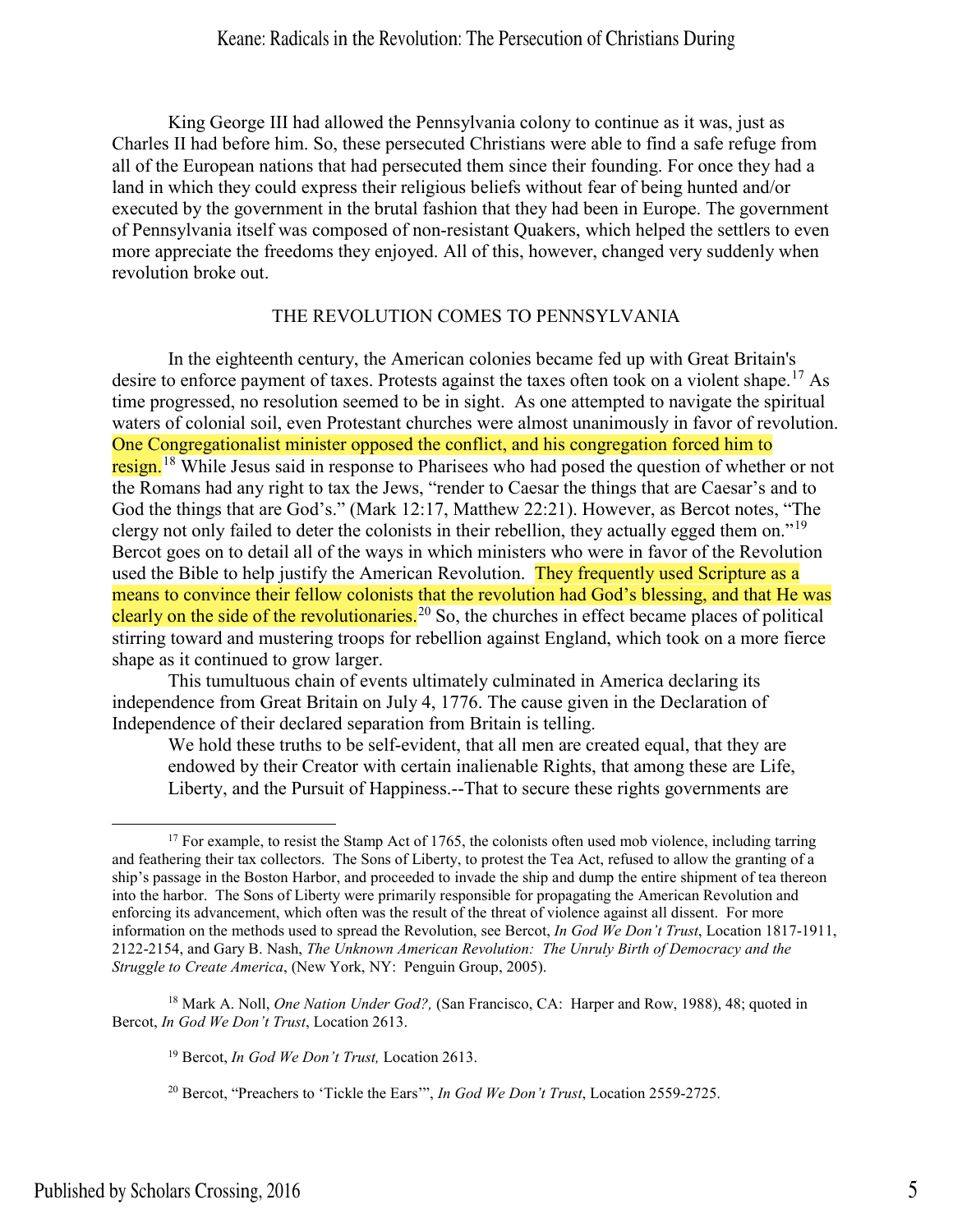King George III had allowed the Pennsylvania colony to continue as it was, just as Charles II had before him. So, these persecuted Christians were able to find a safe refuge from all of the European nations that had persecuted them since their founding. For once they had a land in which they could express their religious beliefs without fear of being hunted and/or executed by the government in the brutal fashion that they had been in Europe. The government of Pennsylvania itself was composed of non-resistant Quakers, which helped the settlers to even more appreciate the freedoms they enjoyed. All of this, however, changed very suddenly when revolution broke out.

## THE REVOLUTION COMES TO PENNSYLVANIA

In the eighteenth century, the American colonies became fed up with Great Britain's desire to enforce payment of taxes. Protests against the taxes often took on a violent shape.[17] As time progressed, no resolution seemed to be in sight. As one attempted to navigate the spiritual waters of colonial soil, even Protestant churches were almost unanimously in favor of revolution. One Congregationalist minister opposed the conflict, and his congregation forced him to resign.[18] While Jesus said in response to Pharisees who had posed the question of whether or not the Romans had any right to tax the Jews, "render to Caesar the things that are Caesar's and to God the things that are God's." (Mark 12:17, Matthew 22:21). However, as Bercot notes, "The clergy not only failed to deter the colonists in their rebellion, they actually egged them on."[19] Bercot goes on to detail all of the ways in which ministers who were in favor of the Revolution used the Bible to help justify the American Revolution. They frequently used Scripture as a means to convince their fellow colonists that the revolution had God's blessing, and that He was clearly on the side of the revolutionaries.[20] So, the churches in effect became places of political stirring toward and mustering troops for rebellion against England, which took on a more fierce shape as it continued to grow larger.

This tumultuous chain of events ultimately culminated in America declaring its independence from Great Britain on July 4, 1776. The cause given in the Declaration of Independence of their declared separation from Britain is telling.

> We hold these truths to be self-evident, that all men are created equal, that they are endowed by their Creator with certain inalienable Rights, that among these are Life, Liberty, and the Pursuit of Happiness.--That to secure these rights governments are

---

[17] For example, to resist the Stamp Act of 1765, the colonists often used mob violence, including tarring and feathering their tax collectors. The Sons of Liberty, to protest the Tea Act, refused to allow the granting of a ship's passage in the Boston Harbor, and proceeded to invade the ship and dump the entire shipment of tea thereon into the harbor. The Sons of Liberty were primarily responsible for propagating the American Revolution and enforcing its advancement, which often was the result of the threat of violence against all dissent. For more information on the methods used to spread the Revolution, see Bercot, *In God We Don't Trust*, Location 1817-1911, 2122-2154, and Gary B. Nash, *The Unknown American Revolution: The Unruly Birth of Democracy and the Struggle to Create America*, (New York, NY: Penguin Group, 2005).

[18] Mark A. Noll, *One Nation Under God?,* (San Francisco, CA: Harper and Row, 1988), 48; quoted in Bercot, *In God We Don't Trust*, Location 2613.

[19] Bercot, *In God We Don't Trust,* Location 2613.

[20] Bercot, "Preachers to 'Tickle the Ears'", *In God We Don't Trust*, Location 2559-2725.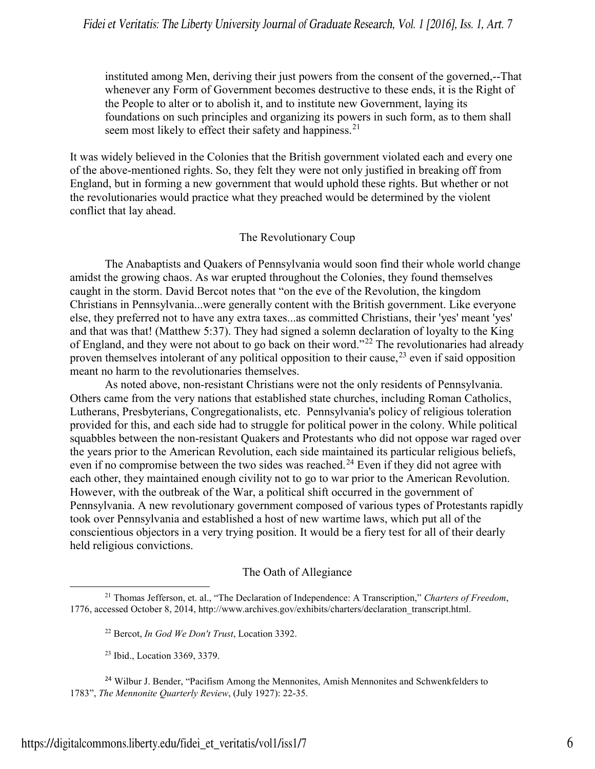> instituted among Men, deriving their just powers from the consent of the governed,--That whenever any Form of Government becomes destructive to these ends, it is the Right of the People to alter or to abolish it, and to institute new Government, laying its foundations on such principles and organizing its powers in such form, as to them shall seem most likely to effect their safety and happiness.[21]

It was widely believed in the Colonies that the British government violated each and every one of the above-mentioned rights. So, they felt they were not only justified in breaking off from England, but in forming a new government that would uphold these rights. But whether or not the revolutionaries would practice what they preached would be determined by the violent conflict that lay ahead.

## The Revolutionary Coup

The Anabaptists and Quakers of Pennsylvania would soon find their whole world change amidst the growing chaos. As war erupted throughout the Colonies, they found themselves caught in the storm. David Bercot notes that "on the eve of the Revolution, the kingdom Christians in Pennsylvania...were generally content with the British government. Like everyone else, they preferred not to have any extra taxes...as committed Christians, their 'yes' meant 'yes' and that was that! (Matthew 5:37). They had signed a solemn declaration of loyalty to the King of England, and they were not about to go back on their word."[22] The revolutionaries had already proven themselves intolerant of any political opposition to their cause,[23] even if said opposition meant no harm to the revolutionaries themselves.

As noted above, non-resistant Christians were not the only residents of Pennsylvania. Others came from the very nations that established state churches, including Roman Catholics, Lutherans, Presbyterians, Congregationalists, etc. Pennsylvania's policy of religious toleration provided for this, and each side had to struggle for political power in the colony. While political squabbles between the non-resistant Quakers and Protestants who did not oppose war raged over the years prior to the American Revolution, each side maintained its particular religious beliefs, even if no compromise between the two sides was reached.[24] Even if they did not agree with each other, they maintained enough civility not to go to war prior to the American Revolution. However, with the outbreak of the War, a political shift occurred in the government of Pennsylvania. A new revolutionary government composed of various types of Protestants rapidly took over Pennsylvania and established a host of new wartime laws, which put all of the conscientious objectors in a very trying position. It would be a fiery test for all of their dearly held religious convictions.

## The Oath of Allegiance

---

[21] Thomas Jefferson, et. al., "The Declaration of Independence: A Transcription," *Charters of Freedom*, 1776, accessed October 8, 2014, http://www.archives.gov/exhibits/charters/declaration_transcript.html.

[22] Bercot, *In God We Don't Trust*, Location 3392.

[23] Ibid., Location 3369, 3379.

[24] Wilbur J. Bender, "Pacifism Among the Mennonites, Amish Mennonites and Schwenkfelders to 1783", *The Mennonite Quarterly Review*, (July 1927): 22-35.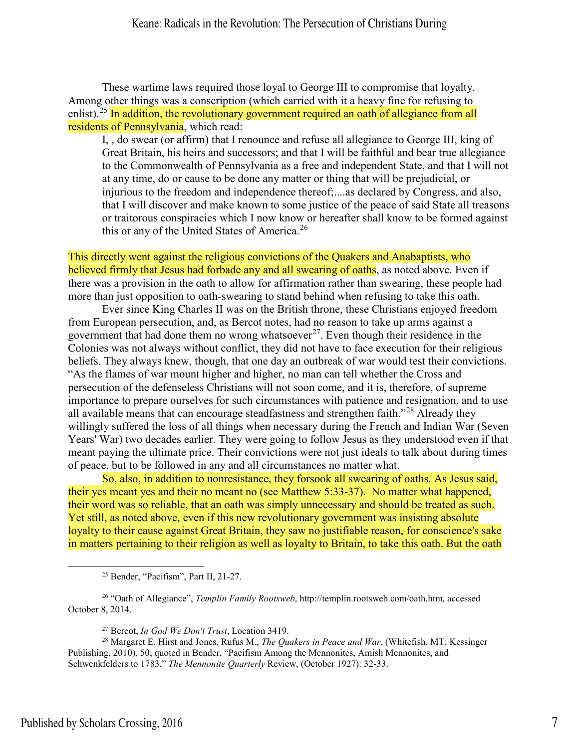These wartime laws required those loyal to George III to compromise that loyalty. Among other things was a conscription (which carried with it a heavy fine for refusing to enlist).[25] In addition, the revolutionary government required an oath of allegiance from all residents of Pennsylvania, which read:

> I, , do swear (or affirm) that I renounce and refuse all allegiance to George III, king of Great Britain, his heirs and successors; and that I will be faithful and bear true allegiance to the Commonwealth of Pennsylvania as a free and independent State, and that I will not at any time, do or cause to be done any matter or thing that will be prejudicial, or injurious to the freedom and independence thereof;....as declared by Congress, and also, that I will discover and make known to some justice of the peace of said State all treasons or traitorous conspiracies which I now know or hereafter shall know to be formed against this or any of the United States of America.[26]

This directly went against the religious convictions of the Quakers and Anabaptists, who believed firmly that Jesus had forbade any and all swearing of oaths, as noted above. Even if there was a provision in the oath to allow for affirmation rather than swearing, these people had more than just opposition to oath-swearing to stand behind when refusing to take this oath.

Ever since King Charles II was on the British throne, these Christians enjoyed freedom from European persecution, and, as Bercot notes, had no reason to take up arms against a government that had done them no wrong whatsoever[27]. Even though their residence in the Colonies was not always without conflict, they did not have to face execution for their religious beliefs. They always knew, though, that one day an outbreak of war would test their convictions. "As the flames of war mount higher and higher, no man can tell whether the Cross and persecution of the defenseless Christians will not soon come, and it is, therefore, of supreme importance to prepare ourselves for such circumstances with patience and resignation, and to use all available means that can encourage steadfastness and strengthen faith."[28] Already they willingly suffered the loss of all things when necessary during the French and Indian War (Seven Years' War) two decades earlier. They were going to follow Jesus as they understood even if that meant paying the ultimate price. Their convictions were not just ideals to talk about during times of peace, but to be followed in any and all circumstances no matter what.

So, also, in addition to nonresistance, they forsook all swearing of oaths. As Jesus said, their yes meant yes and their no meant no (see Matthew 5:33-37). No matter what happened, their word was so reliable, that an oath was simply unnecessary and should be treated as such. Yet still, as noted above, even if this new revolutionary government was insisting absolute loyalty to their cause against Great Britain, they saw no justifiable reason, for conscience's sake in matters pertaining to their religion as well as loyalty to Britain, to take this oath. But the oath

---

[25] Bender, "Pacifism", Part II, 21-27.

[26] "Oath of Allegiance", *Templin Family Rootsweb*, http://templin.rootsweb.com/oath.htm, accessed October 8, 2014.

[27] Bercot, *In God We Don't Trust*, Location 3419.

[28] Margaret E. Hirst and Jones, Rufus M., *The Quakers in Peace and War*, (Whitefish, MT: Kessinger Publishing, 2010), 50; quoted in Bender, "Pacifism Among the Mennonites, Amish Mennonites, and Schwenkfelders to 1783," *The Mennonite Quarterly* Review, (October 1927): 32-33.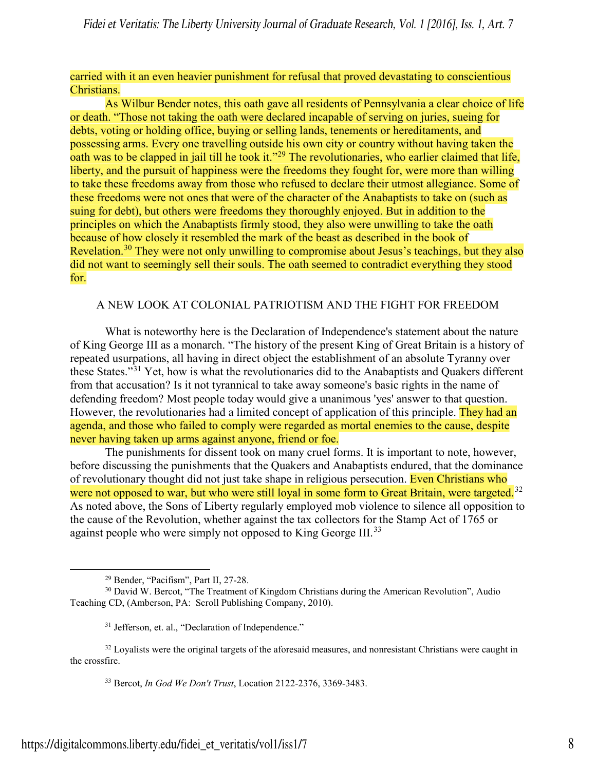carried with it an even heavier punishment for refusal that proved devastating to conscientious Christians.

As Wilbur Bender notes, this oath gave all residents of Pennsylvania a clear choice of life or death. "Those not taking the oath were declared incapable of serving on juries, sueing for debts, voting or holding office, buying or selling lands, tenements or hereditaments, and possessing arms. Every one travelling outside his own city or country without having taken the oath was to be clapped in jail till he took it."[29] The revolutionaries, who earlier claimed that life, liberty, and the pursuit of happiness were the freedoms they fought for, were more than willing to take these freedoms away from those who refused to declare their utmost allegiance. Some of these freedoms were not ones that were of the character of the Anabaptists to take on (such as suing for debt), but others were freedoms they thoroughly enjoyed. But in addition to the principles on which the Anabaptists firmly stood, they also were unwilling to take the oath because of how closely it resembled the mark of the beast as described in the book of Revelation.[30] They were not only unwilling to compromise about Jesus's teachings, but they also did not want to seemingly sell their souls. The oath seemed to contradict everything they stood for.

## A NEW LOOK AT COLONIAL PATRIOTISM AND THE FIGHT FOR FREEDOM

What is noteworthy here is the Declaration of Independence's statement about the nature of King George III as a monarch. "The history of the present King of Great Britain is a history of repeated usurpations, all having in direct object the establishment of an absolute Tyranny over these States."[31] Yet, how is what the revolutionaries did to the Anabaptists and Quakers different from that accusation? Is it not tyrannical to take away someone's basic rights in the name of defending freedom? Most people today would give a unanimous 'yes' answer to that question. However, the revolutionaries had a limited concept of application of this principle. They had an agenda, and those who failed to comply were regarded as mortal enemies to the cause, despite never having taken up arms against anyone, friend or foe.

The punishments for dissent took on many cruel forms. It is important to note, however, before discussing the punishments that the Quakers and Anabaptists endured, that the dominance of revolutionary thought did not just take shape in religious persecution. Even Christians who were not opposed to war, but who were still loyal in some form to Great Britain, were targeted.[32] As noted above, the Sons of Liberty regularly employed mob violence to silence all opposition to the cause of the Revolution, whether against the tax collectors for the Stamp Act of 1765 or against people who were simply not opposed to King George III.[33]

---

[29] Bender, "Pacifism", Part II, 27-28.

[30] David W. Bercot, "The Treatment of Kingdom Christians during the American Revolution", Audio Teaching CD, (Amberson, PA: Scroll Publishing Company, 2010).

[31] Jefferson, et. al., "Declaration of Independence."

[32] Loyalists were the original targets of the aforesaid measures, and nonresistant Christians were caught in the crossfire.

[33] Bercot, *In God We Don't Trust*, Location 2122-2376, 3369-3483.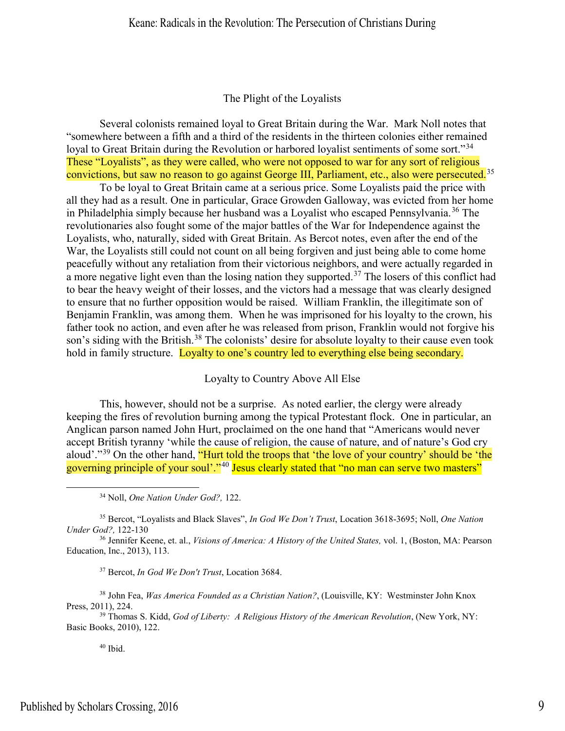## The Plight of the Loyalists

Several colonists remained loyal to Great Britain during the War. Mark Noll notes that "somewhere between a fifth and a third of the residents in the thirteen colonies either remained loyal to Great Britain during the Revolution or harbored loyalist sentiments of some sort."[34] These "Loyalists", as they were called, who were not opposed to war for any sort of religious convictions, but saw no reason to go against George III, Parliament, etc., also were persecuted.[35]

To be loyal to Great Britain came at a serious price. Some Loyalists paid the price with all they had as a result. One in particular, Grace Growden Galloway, was evicted from her home in Philadelphia simply because her husband was a Loyalist who escaped Pennsylvania.[36] The revolutionaries also fought some of the major battles of the War for Independence against the Loyalists, who, naturally, sided with Great Britain. As Bercot notes, even after the end of the War, the Loyalists still could not count on all being forgiven and just being able to come home peacefully without any retaliation from their victorious neighbors, and were actually regarded in a more negative light even than the losing nation they supported.[37] The losers of this conflict had to bear the heavy weight of their losses, and the victors had a message that was clearly designed to ensure that no further opposition would be raised. William Franklin, the illegitimate son of Benjamin Franklin, was among them. When he was imprisoned for his loyalty to the crown, his father took no action, and even after he was released from prison, Franklin would not forgive his son's siding with the British.[38] The colonists' desire for absolute loyalty to their cause even took hold in family structure. Loyalty to one's country led to everything else being secondary.

## Loyalty to Country Above All Else

This, however, should not be a surprise. As noted earlier, the clergy were already keeping the fires of revolution burning among the typical Protestant flock. One in particular, an Anglican parson named John Hurt, proclaimed on the one hand that "Americans would never accept British tyranny 'while the cause of religion, the cause of nature, and of nature's God cry aloud'."[39] On the other hand, "Hurt told the troops that 'the love of your country' should be 'the governing principle of your soul'."[40] Jesus clearly stated that "no man can serve two masters"

---

[34] Noll, *One Nation Under God?,* 122.

[35] Bercot, "Loyalists and Black Slaves", *In God We Don't Trust*, Location 3618-3695; Noll, *One Nation Under God?,* 122-130

[36] Jennifer Keene, et. al., *Visions of America: A History of the United States,* vol. 1, (Boston, MA: Pearson Education, Inc., 2013), 113.

[37] Bercot, *In God We Don't Trust*, Location 3684.

[38] John Fea, *Was America Founded as a Christian Nation?*, (Louisville, KY: Westminster John Knox Press, 2011), 224.

[39] Thomas S. Kidd, *God of Liberty: A Religious History of the American Revolution*, (New York, NY: Basic Books, 2010), 122.

[40] Ibid.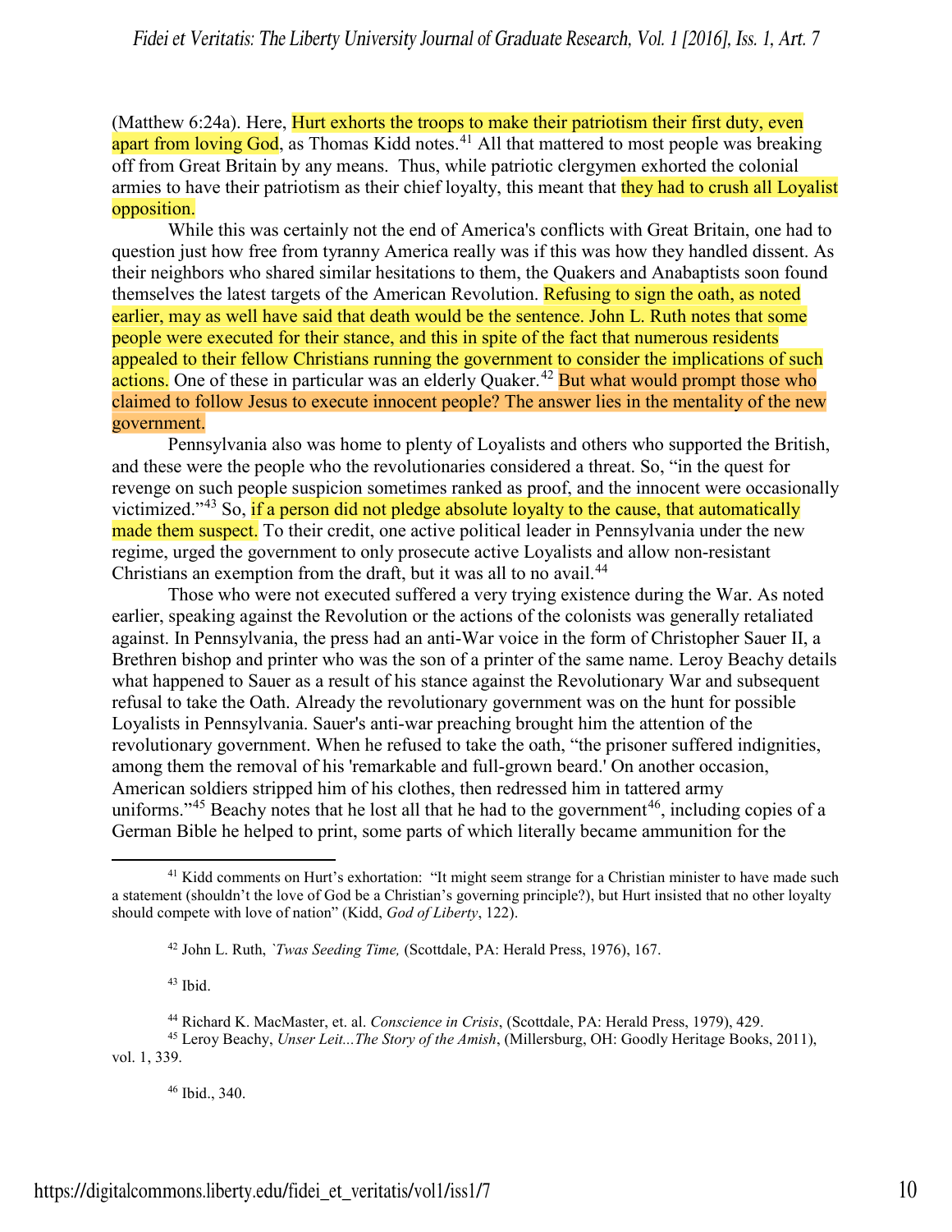(Matthew 6:24a). Here, Hurt exhorts the troops to make their patriotism their first duty, even apart from loving God, as Thomas Kidd notes.[41] All that mattered to most people was breaking off from Great Britain by any means. Thus, while patriotic clergymen exhorted the colonial armies to have their patriotism as their chief loyalty, this meant that they had to crush all Loyalist opposition.

While this was certainly not the end of America's conflicts with Great Britain, one had to question just how free from tyranny America really was if this was how they handled dissent. As their neighbors who shared similar hesitations to them, the Quakers and Anabaptists soon found themselves the latest targets of the American Revolution. Refusing to sign the oath, as noted earlier, may as well have said that death would be the sentence. John L. Ruth notes that some people were executed for their stance, and this in spite of the fact that numerous residents appealed to their fellow Christians running the government to consider the implications of such actions. One of these in particular was an elderly Quaker.[42] But what would prompt those who claimed to follow Jesus to execute innocent people? The answer lies in the mentality of the new government.

Pennsylvania also was home to plenty of Loyalists and others who supported the British, and these were the people who the revolutionaries considered a threat. So, "in the quest for revenge on such people suspicion sometimes ranked as proof, and the innocent were occasionally victimized."[43] So, if a person did not pledge absolute loyalty to the cause, that automatically made them suspect. To their credit, one active political leader in Pennsylvania under the new regime, urged the government to only prosecute active Loyalists and allow non-resistant Christians an exemption from the draft, but it was all to no avail.[44]

Those who were not executed suffered a very trying existence during the War. As noted earlier, speaking against the Revolution or the actions of the colonists was generally retaliated against. In Pennsylvania, the press had an anti-War voice in the form of Christopher Sauer II, a Brethren bishop and printer who was the son of a printer of the same name. Leroy Beachy details what happened to Sauer as a result of his stance against the Revolutionary War and subsequent refusal to take the Oath. Already the revolutionary government was on the hunt for possible Loyalists in Pennsylvania. Sauer's anti-war preaching brought him the attention of the revolutionary government. When he refused to take the oath, "the prisoner suffered indignities, among them the removal of his 'remarkable and full-grown beard.' On another occasion, American soldiers stripped him of his clothes, then redressed him in tattered army uniforms."[45] Beachy notes that he lost all that he had to the government[46], including copies of a German Bible he helped to print, some parts of which literally became ammunition for the

---

[41] Kidd comments on Hurt's exhortation: "It might seem strange for a Christian minister to have made such a statement (shouldn't the love of God be a Christian's governing principle?), but Hurt insisted that no other loyalty should compete with love of nation" (Kidd, *God of Liberty*, 122).

[42] John L. Ruth, *`Twas Seeding Time,* (Scottdale, PA: Herald Press, 1976), 167.

[43] Ibid.

[44] Richard K. MacMaster, et. al. *Conscience in Crisis*, (Scottdale, PA: Herald Press, 1979), 429.

[45] Leroy Beachy, *Unser Leit...The Story of the Amish*, (Millersburg, OH: Goodly Heritage Books, 2011), vol. 1, 339.

[46] Ibid., 340.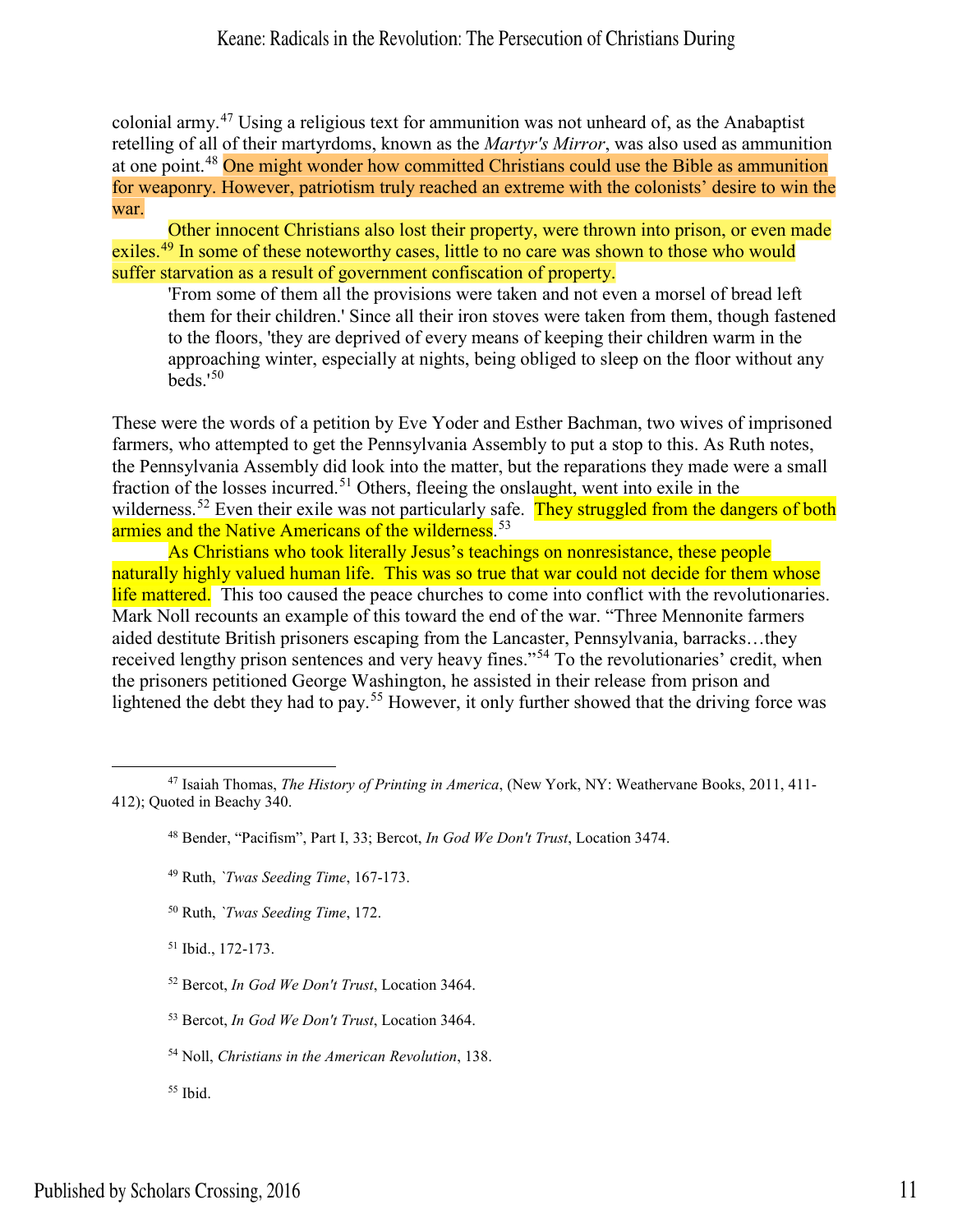colonial army.[47] Using a religious text for ammunition was not unheard of, as the Anabaptist retelling of all of their martyrdoms, known as the *Martyr's Mirror*, was also used as ammunition at one point.[48] One might wonder how committed Christians could use the Bible as ammunition for weaponry. However, patriotism truly reached an extreme with the colonists' desire to win the war.

Other innocent Christians also lost their property, were thrown into prison, or even made exiles.[49] In some of these noteworthy cases, little to no care was shown to those who would suffer starvation as a result of government confiscation of property.

> 'From some of them all the provisions were taken and not even a morsel of bread left them for their children.' Since all their iron stoves were taken from them, though fastened to the floors, 'they are deprived of every means of keeping their children warm in the approaching winter, especially at nights, being obliged to sleep on the floor without any beds.'[50]

These were the words of a petition by Eve Yoder and Esther Bachman, two wives of imprisoned farmers, who attempted to get the Pennsylvania Assembly to put a stop to this. As Ruth notes, the Pennsylvania Assembly did look into the matter, but the reparations they made were a small fraction of the losses incurred.[51] Others, fleeing the onslaught, went into exile in the wilderness.[52] Even their exile was not particularly safe. They struggled from the dangers of both armies and the Native Americans of the wilderness.[53]

As Christians who took literally Jesus's teachings on nonresistance, these people naturally highly valued human life. This was so true that war could not decide for them whose life mattered. This too caused the peace churches to come into conflict with the revolutionaries. Mark Noll recounts an example of this toward the end of the war. "Three Mennonite farmers aided destitute British prisoners escaping from the Lancaster, Pennsylvania, barracks…they received lengthy prison sentences and very heavy fines."[54] To the revolutionaries' credit, when the prisoners petitioned George Washington, he assisted in their release from prison and lightened the debt they had to pay.[55] However, it only further showed that the driving force was

---

[47] Isaiah Thomas, *The History of Printing in America*, (New York, NY: Weathervane Books, 2011, 411-412); Quoted in Beachy 340.

[48] Bender, "Pacifism", Part I, 33; Bercot, *In God We Don't Trust*, Location 3474.

[49] Ruth, *`Twas Seeding Time*, 167-173.

[50] Ruth, *`Twas Seeding Time*, 172.

[51] Ibid., 172-173.

[52] Bercot, *In God We Don't Trust*, Location 3464.

[53] Bercot, *In God We Don't Trust*, Location 3464.

[54] Noll, *Christians in the American Revolution*, 138.

[55] Ibid.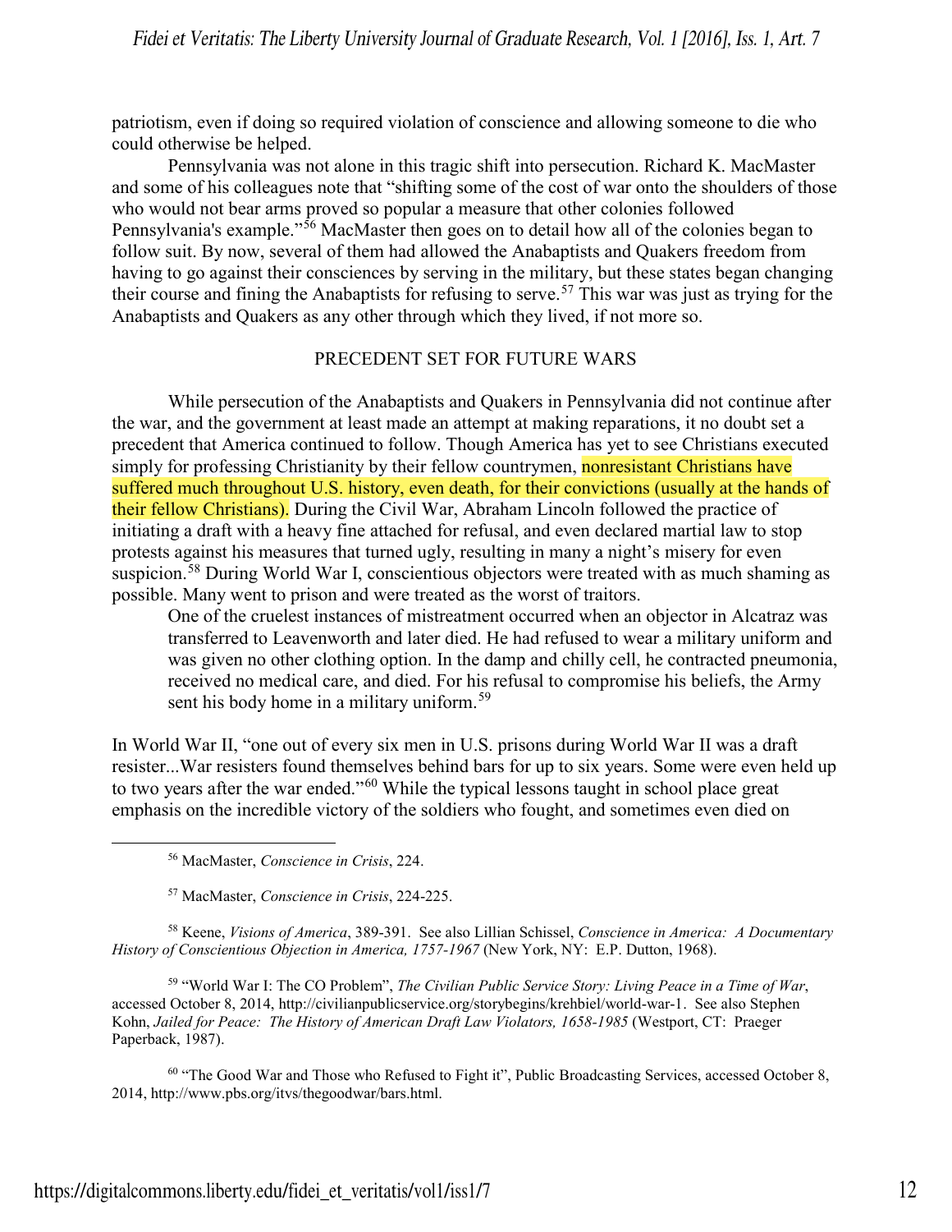patriotism, even if doing so required violation of conscience and allowing someone to die who could otherwise be helped.

Pennsylvania was not alone in this tragic shift into persecution. Richard K. MacMaster and some of his colleagues note that "shifting some of the cost of war onto the shoulders of those who would not bear arms proved so popular a measure that other colonies followed Pennsylvania's example."[56] MacMaster then goes on to detail how all of the colonies began to follow suit. By now, several of them had allowed the Anabaptists and Quakers freedom from having to go against their consciences by serving in the military, but these states began changing their course and fining the Anabaptists for refusing to serve.[57] This war was just as trying for the Anabaptists and Quakers as any other through which they lived, if not more so.

## PRECEDENT SET FOR FUTURE WARS

While persecution of the Anabaptists and Quakers in Pennsylvania did not continue after the war, and the government at least made an attempt at making reparations, it no doubt set a precedent that America continued to follow. Though America has yet to see Christians executed simply for professing Christianity by their fellow countrymen, nonresistant Christians have suffered much throughout U.S. history, even death, for their convictions (usually at the hands of their fellow Christians). During the Civil War, Abraham Lincoln followed the practice of initiating a draft with a heavy fine attached for refusal, and even declared martial law to stop protests against his measures that turned ugly, resulting in many a night's misery for even suspicion.[58] During World War I, conscientious objectors were treated with as much shaming as possible. Many went to prison and were treated as the worst of traitors.

> One of the cruelest instances of mistreatment occurred when an objector in Alcatraz was transferred to Leavenworth and later died. He had refused to wear a military uniform and was given no other clothing option. In the damp and chilly cell, he contracted pneumonia, received no medical care, and died. For his refusal to compromise his beliefs, the Army sent his body home in a military uniform.[59]

In World War II, "one out of every six men in U.S. prisons during World War II was a draft resister...War resisters found themselves behind bars for up to six years. Some were even held up to two years after the war ended."[60] While the typical lessons taught in school place great emphasis on the incredible victory of the soldiers who fought, and sometimes even died on

---

[56] MacMaster, *Conscience in Crisis*, 224.

[57] MacMaster, *Conscience in Crisis*, 224-225.

[58] Keene, *Visions of America*, 389-391. See also Lillian Schissel, *Conscience in America: A Documentary History of Conscientious Objection in America, 1757-1967* (New York, NY: E.P. Dutton, 1968).

[59] "World War I: The CO Problem", *The Civilian Public Service Story: Living Peace in a Time of War*, accessed October 8, 2014, http://civilianpublicservice.org/storybegins/krehbiel/world-war-1. See also Stephen Kohn, *Jailed for Peace: The History of American Draft Law Violators, 1658-1985* (Westport, CT: Praeger Paperback, 1987).

[60] "The Good War and Those who Refused to Fight it", Public Broadcasting Services, accessed October 8, 2014, http://www.pbs.org/itvs/thegoodwar/bars.html.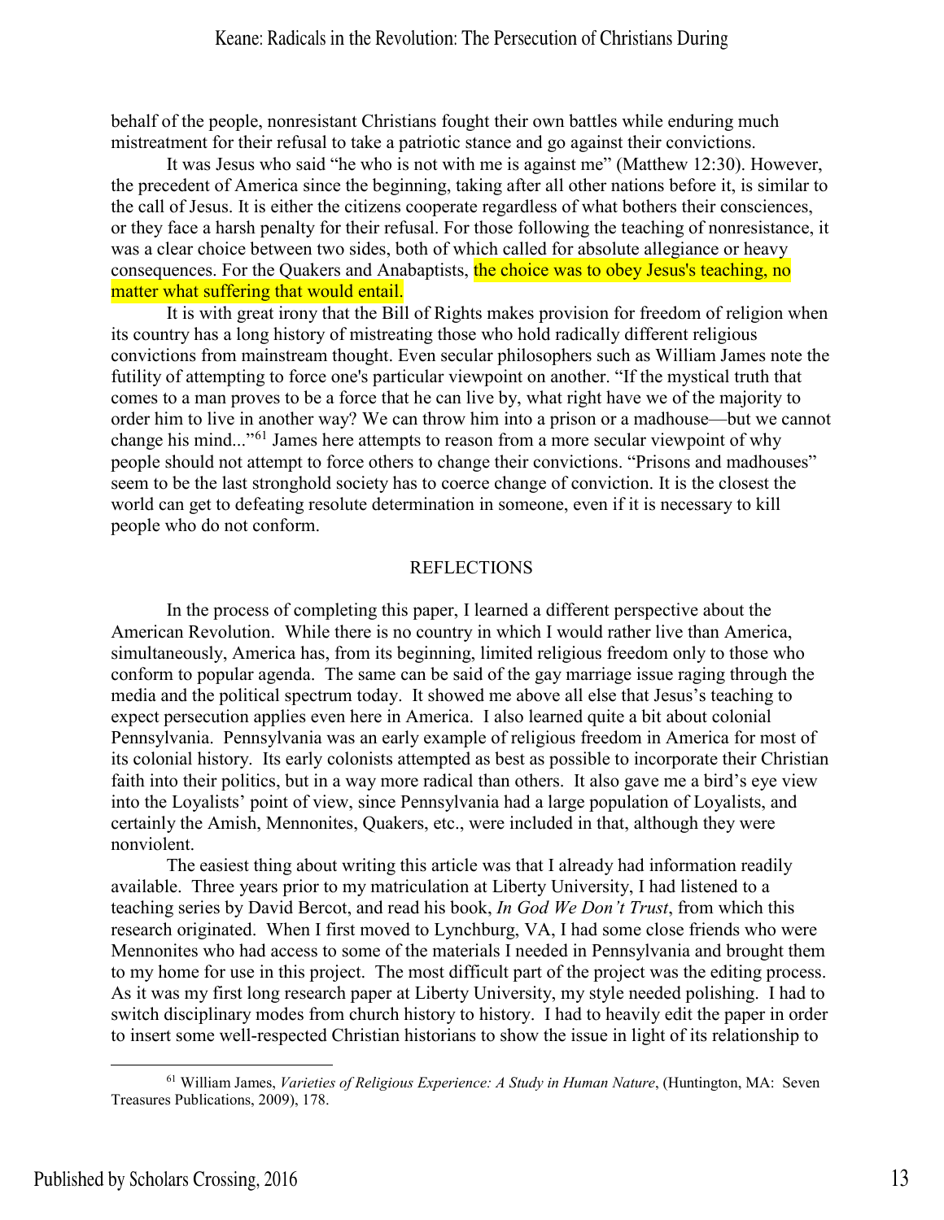behalf of the people, nonresistant Christians fought their own battles while enduring much mistreatment for their refusal to take a patriotic stance and go against their convictions.

It was Jesus who said "he who is not with me is against me" (Matthew 12:30). However, the precedent of America since the beginning, taking after all other nations before it, is similar to the call of Jesus. It is either the citizens cooperate regardless of what bothers their consciences, or they face a harsh penalty for their refusal. For those following the teaching of nonresistance, it was a clear choice between two sides, both of which called for absolute allegiance or heavy consequences. For the Quakers and Anabaptists, the choice was to obey Jesus's teaching, no matter what suffering that would entail.

It is with great irony that the Bill of Rights makes provision for freedom of religion when its country has a long history of mistreating those who hold radically different religious convictions from mainstream thought. Even secular philosophers such as William James note the futility of attempting to force one's particular viewpoint on another. "If the mystical truth that comes to a man proves to be a force that he can live by, what right have we of the majority to order him to live in another way? We can throw him into a prison or a madhouse—but we cannot change his mind..."[61] James here attempts to reason from a more secular viewpoint of why people should not attempt to force others to change their convictions. "Prisons and madhouses" seem to be the last stronghold society has to coerce change of conviction. It is the closest the world can get to defeating resolute determination in someone, even if it is necessary to kill people who do not conform.

## REFLECTIONS

In the process of completing this paper, I learned a different perspective about the American Revolution. While there is no country in which I would rather live than America, simultaneously, America has, from its beginning, limited religious freedom only to those who conform to popular agenda. The same can be said of the gay marriage issue raging through the media and the political spectrum today. It showed me above all else that Jesus's teaching to expect persecution applies even here in America. I also learned quite a bit about colonial Pennsylvania. Pennsylvania was an early example of religious freedom in America for most of its colonial history. Its early colonists attempted as best as possible to incorporate their Christian faith into their politics, but in a way more radical than others. It also gave me a bird's eye view into the Loyalists' point of view, since Pennsylvania had a large population of Loyalists, and certainly the Amish, Mennonites, Quakers, etc., were included in that, although they were nonviolent.

The easiest thing about writing this article was that I already had information readily available. Three years prior to my matriculation at Liberty University, I had listened to a teaching series by David Bercot, and read his book, *In God We Don't Trust*, from which this research originated. When I first moved to Lynchburg, VA, I had some close friends who were Mennonites who had access to some of the materials I needed in Pennsylvania and brought them to my home for use in this project. The most difficult part of the project was the editing process. As it was my first long research paper at Liberty University, my style needed polishing. I had to switch disciplinary modes from church history to history. I had to heavily edit the paper in order to insert some well-respected Christian historians to show the issue in light of its relationship to

---

[61] William James, *Varieties of Religious Experience: A Study in Human Nature*, (Huntington, MA: Seven Treasures Publications, 2009), 178.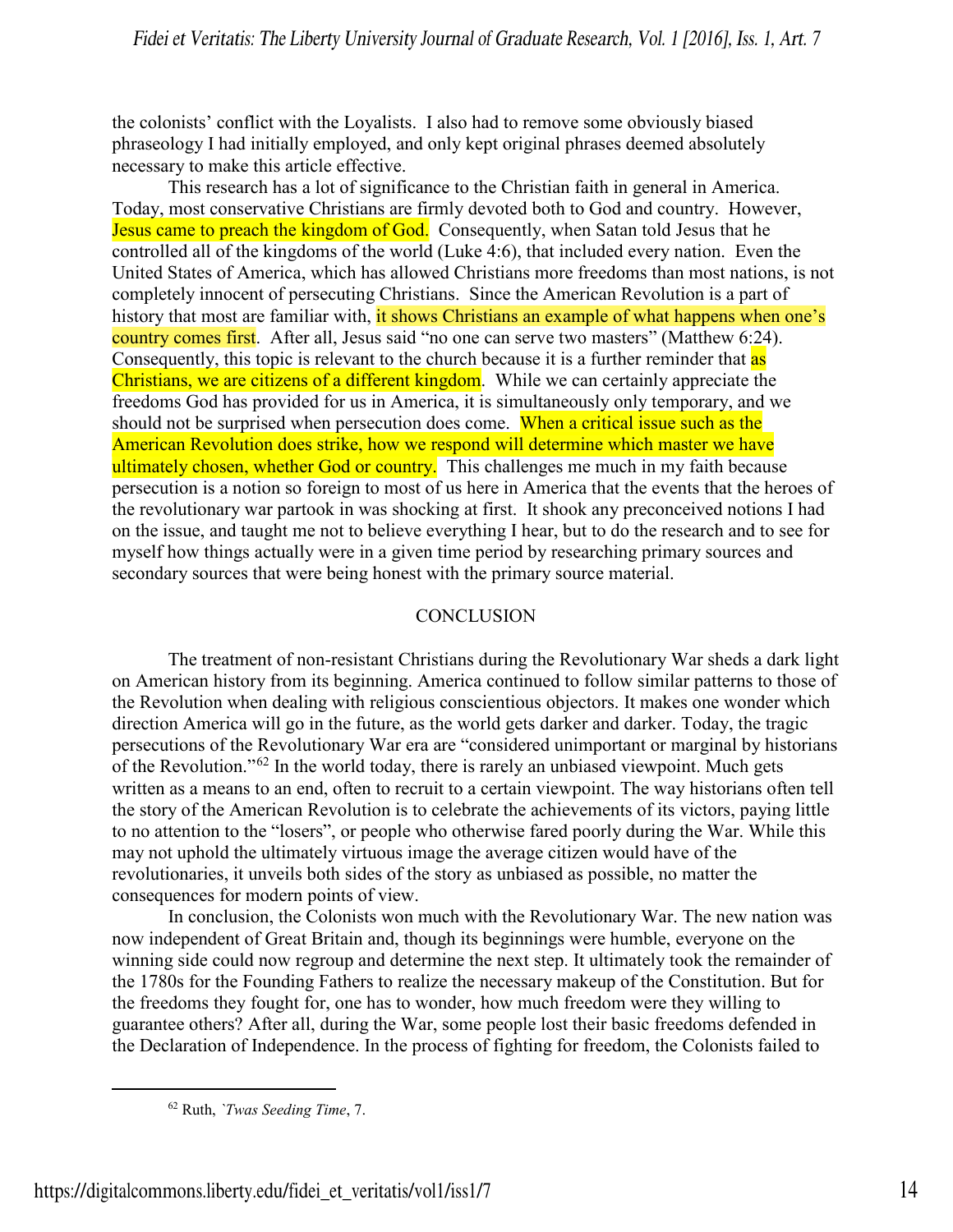the colonists' conflict with the Loyalists. I also had to remove some obviously biased phraseology I had initially employed, and only kept original phrases deemed absolutely necessary to make this article effective.

This research has a lot of significance to the Christian faith in general in America. Today, most conservative Christians are firmly devoted both to God and country. However, Jesus came to preach the kingdom of God. Consequently, when Satan told Jesus that he controlled all of the kingdoms of the world (Luke 4:6), that included every nation. Even the United States of America, which has allowed Christians more freedoms than most nations, is not completely innocent of persecuting Christians. Since the American Revolution is a part of history that most are familiar with, it shows Christians an example of what happens when one's country comes first. After all, Jesus said "no one can serve two masters" (Matthew 6:24). Consequently, this topic is relevant to the church because it is a further reminder that as Christians, we are citizens of a different kingdom. While we can certainly appreciate the freedoms God has provided for us in America, it is simultaneously only temporary, and we should not be surprised when persecution does come. When a critical issue such as the American Revolution does strike, how we respond will determine which master we have ultimately chosen, whether God or country. This challenges me much in my faith because persecution is a notion so foreign to most of us here in America that the events that the heroes of the revolutionary war partook in was shocking at first. It shook any preconceived notions I had on the issue, and taught me not to believe everything I hear, but to do the research and to see for myself how things actually were in a given time period by researching primary sources and secondary sources that were being honest with the primary source material.

## CONCLUSION

The treatment of non-resistant Christians during the Revolutionary War sheds a dark light on American history from its beginning. America continued to follow similar patterns to those of the Revolution when dealing with religious conscientious objectors. It makes one wonder which direction America will go in the future, as the world gets darker and darker. Today, the tragic persecutions of the Revolutionary War era are "considered unimportant or marginal by historians of the Revolution."[62] In the world today, there is rarely an unbiased viewpoint. Much gets written as a means to an end, often to recruit to a certain viewpoint. The way historians often tell the story of the American Revolution is to celebrate the achievements of its victors, paying little to no attention to the "losers", or people who otherwise fared poorly during the War. While this may not uphold the ultimately virtuous image the average citizen would have of the revolutionaries, it unveils both sides of the story as unbiased as possible, no matter the consequences for modern points of view.

In conclusion, the Colonists won much with the Revolutionary War. The new nation was now independent of Great Britain and, though its beginnings were humble, everyone on the winning side could now regroup and determine the next step. It ultimately took the remainder of the 1780s for the Founding Fathers to realize the necessary makeup of the Constitution. But for the freedoms they fought for, one has to wonder, how much freedom were they willing to guarantee others? After all, during the War, some people lost their basic freedoms defended in the Declaration of Independence. In the process of fighting for freedom, the Colonists failed to

---

[62] Ruth, *`Twas Seeding Time*, 7.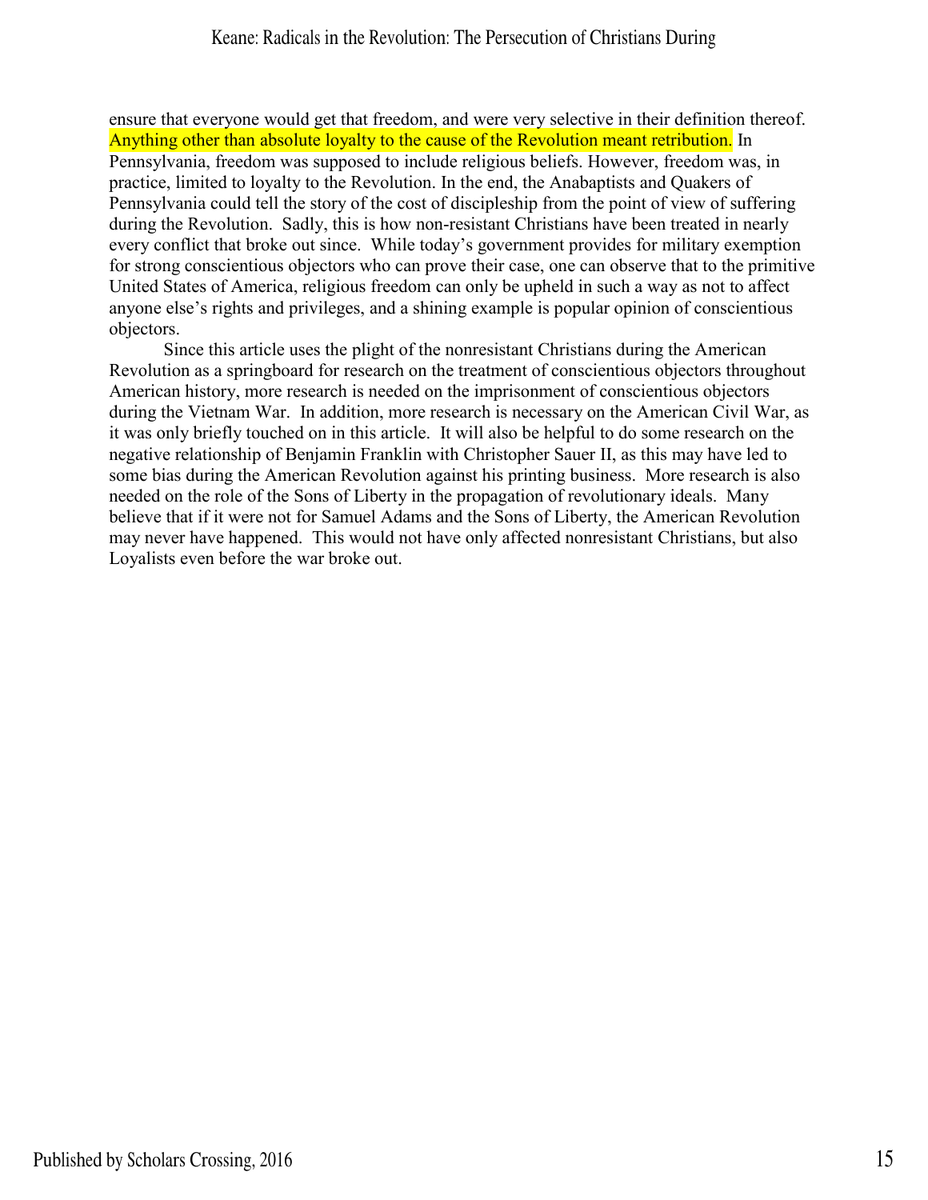ensure that everyone would get that freedom, and were very selective in their definition thereof. Anything other than absolute loyalty to the cause of the Revolution meant retribution. In Pennsylvania, freedom was supposed to include religious beliefs. However, freedom was, in practice, limited to loyalty to the Revolution. In the end, the Anabaptists and Quakers of Pennsylvania could tell the story of the cost of discipleship from the point of view of suffering during the Revolution. Sadly, this is how non-resistant Christians have been treated in nearly every conflict that broke out since. While today's government provides for military exemption for strong conscientious objectors who can prove their case, one can observe that to the primitive United States of America, religious freedom can only be upheld in such a way as not to affect anyone else's rights and privileges, and a shining example is popular opinion of conscientious objectors.

Since this article uses the plight of the nonresistant Christians during the American Revolution as a springboard for research on the treatment of conscientious objectors throughout American history, more research is needed on the imprisonment of conscientious objectors during the Vietnam War. In addition, more research is necessary on the American Civil War, as it was only briefly touched on in this article. It will also be helpful to do some research on the negative relationship of Benjamin Franklin with Christopher Sauer II, as this may have led to some bias during the American Revolution against his printing business. More research is also needed on the role of the Sons of Liberty in the propagation of revolutionary ideals. Many believe that if it were not for Samuel Adams and the Sons of Liberty, the American Revolution may never have happened. This would not have only affected nonresistant Christians, but also Loyalists even before the war broke out.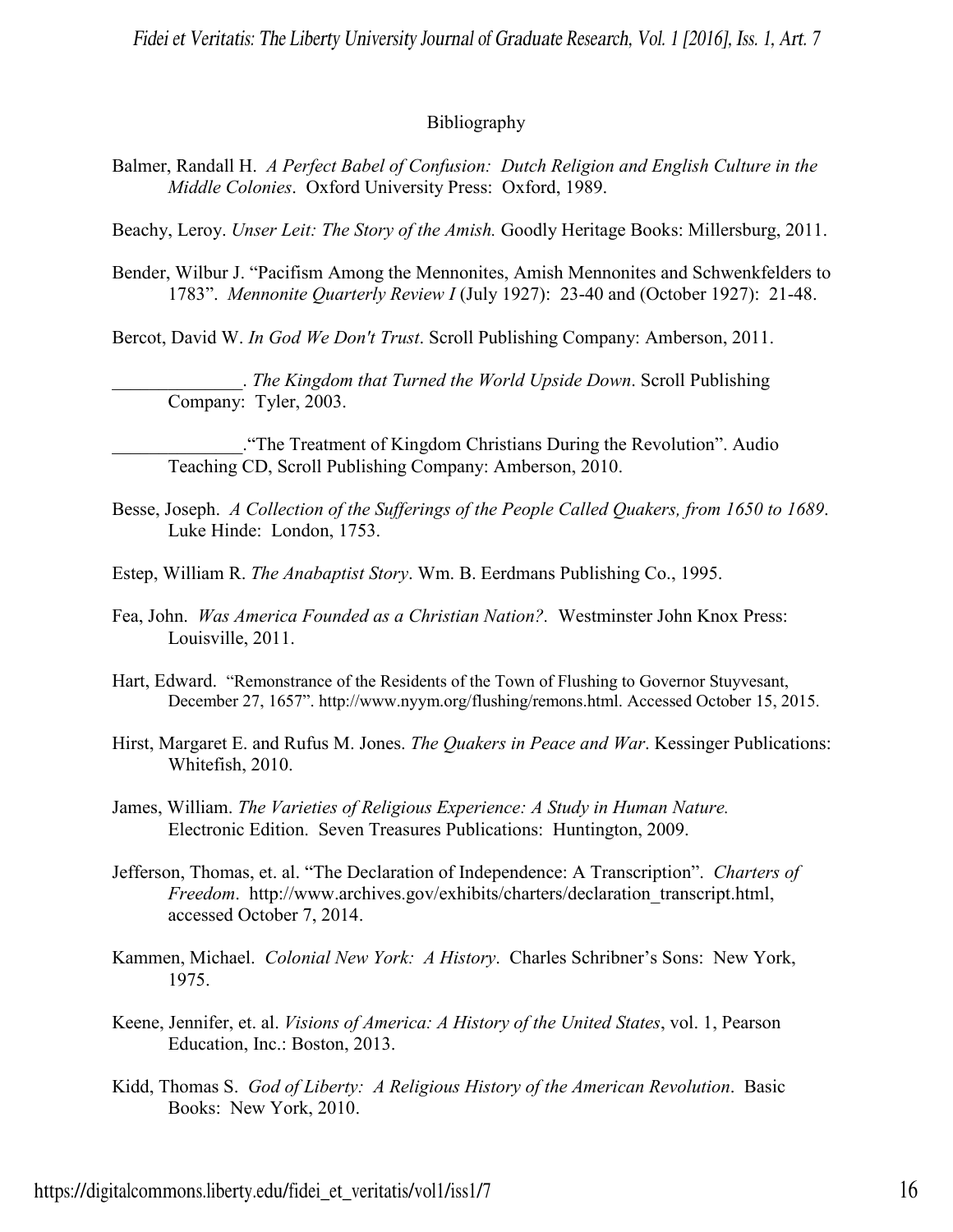# Bibliography

Balmer, Randall H. *A Perfect Babel of Confusion: Dutch Religion and English Culture in the Middle Colonies*. Oxford University Press: Oxford, 1989.

Beachy, Leroy. *Unser Leit: The Story of the Amish.* Goodly Heritage Books: Millersburg, 2011.

Bender, Wilbur J. "Pacifism Among the Mennonites, Amish Mennonites and Schwenkfelders to 1783". *Mennonite Quarterly Review I* (July 1927): 23-40 and (October 1927): 21-48.

Bercot, David W. *In God We Don't Trust*. Scroll Publishing Company: Amberson, 2011.

______________. *The Kingdom that Turned the World Upside Down*. Scroll Publishing Company: Tyler, 2003.

______________."The Treatment of Kingdom Christians During the Revolution". Audio Teaching CD, Scroll Publishing Company: Amberson, 2010.

Besse, Joseph. *A Collection of the Sufferings of the People Called Quakers, from 1650 to 1689*. Luke Hinde: London, 1753.

Estep, William R. *The Anabaptist Story*. Wm. B. Eerdmans Publishing Co., 1995.

Fea, John. *Was America Founded as a Christian Nation?.* Westminster John Knox Press: Louisville, 2011.

Hart, Edward. "Remonstrance of the Residents of the Town of Flushing to Governor Stuyvesant, December 27, 1657". http://www.nyym.org/flushing/remons.html. Accessed October 15, 2015.

Hirst, Margaret E. and Rufus M. Jones. *The Quakers in Peace and War*. Kessinger Publications: Whitefish, 2010.

James, William. *The Varieties of Religious Experience: A Study in Human Nature.* Electronic Edition. Seven Treasures Publications: Huntington, 2009.

Jefferson, Thomas, et. al. "The Declaration of Independence: A Transcription". *Charters of Freedom*. http://www.archives.gov/exhibits/charters/declaration_transcript.html, accessed October 7, 2014.

Kammen, Michael. *Colonial New York: A History*. Charles Schribner's Sons: New York, 1975.

Keene, Jennifer, et. al. *Visions of America: A History of the United States*, vol. 1, Pearson Education, Inc.: Boston, 2013.

Kidd, Thomas S. *God of Liberty: A Religious History of the American Revolution*. Basic Books: New York, 2010.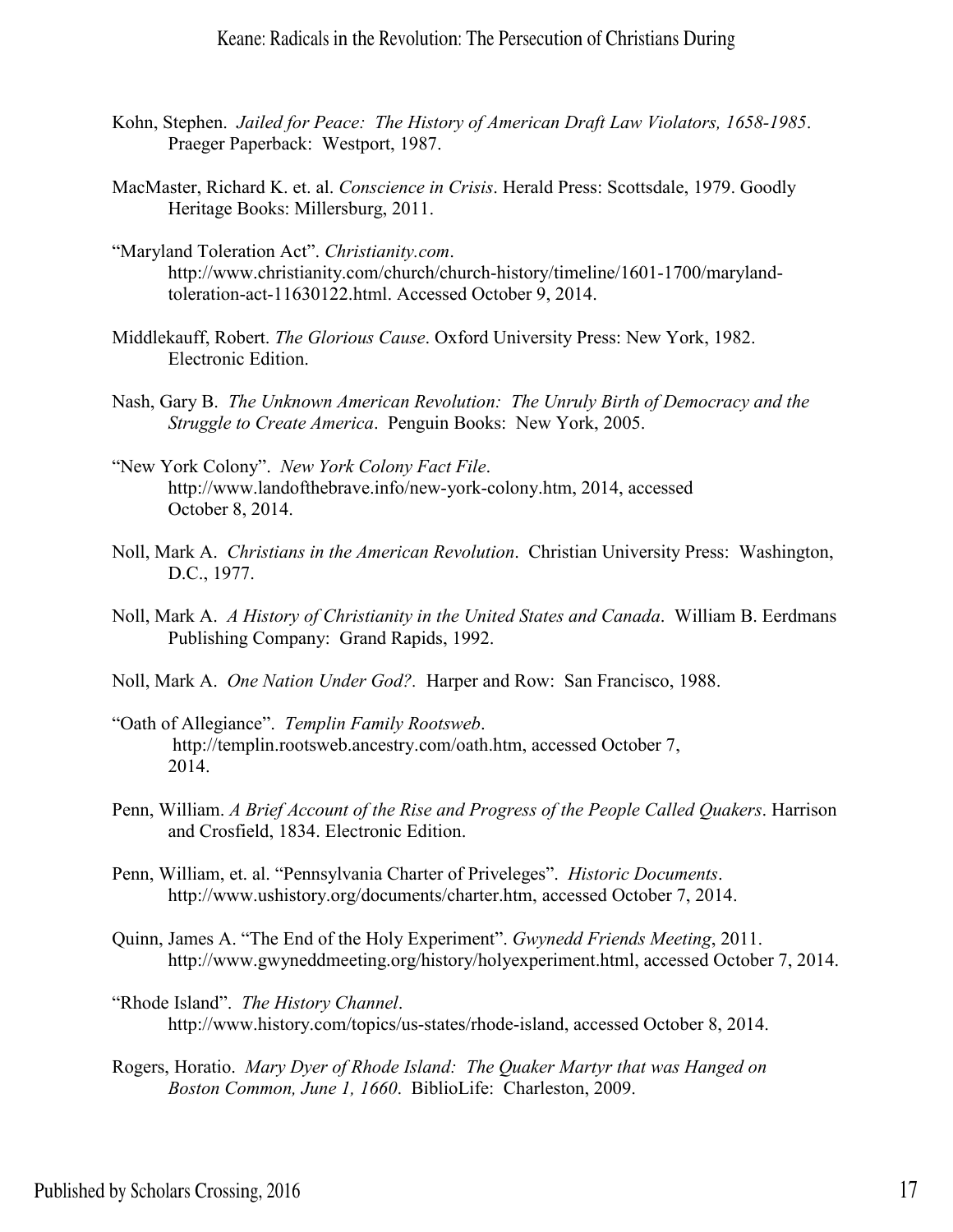Kohn, Stephen. *Jailed for Peace: The History of American Draft Law Violators, 1658-1985*. Praeger Paperback: Westport, 1987.

MacMaster, Richard K. et. al. *Conscience in Crisis*. Herald Press: Scottsdale, 1979. Goodly Heritage Books: Millersburg, 2011.

"Maryland Toleration Act". *Christianity.com*. http://www.christianity.com/church/church-history/timeline/1601-1700/maryland-toleration-act-11630122.html. Accessed October 9, 2014.

Middlekauff, Robert. *The Glorious Cause*. Oxford University Press: New York, 1982. Electronic Edition.

Nash, Gary B. *The Unknown American Revolution: The Unruly Birth of Democracy and the Struggle to Create America*. Penguin Books: New York, 2005.

"New York Colony". *New York Colony Fact File*. http://www.landofthebrave.info/new-york-colony.htm, 2014, accessed October 8, 2014.

Noll, Mark A. *Christians in the American Revolution*. Christian University Press: Washington, D.C., 1977.

Noll, Mark A. *A History of Christianity in the United States and Canada*. William B. Eerdmans Publishing Company: Grand Rapids, 1992.

Noll, Mark A. *One Nation Under God?*. Harper and Row: San Francisco, 1988.

"Oath of Allegiance". *Templin Family Rootsweb*. http://templin.rootsweb.ancestry.com/oath.htm, accessed October 7, 2014.

Penn, William. *A Brief Account of the Rise and Progress of the People Called Quakers*. Harrison and Crosfield, 1834. Electronic Edition.

Penn, William, et. al. "Pennsylvania Charter of Priveleges". *Historic Documents*. http://www.ushistory.org/documents/charter.htm, accessed October 7, 2014.

Quinn, James A. "The End of the Holy Experiment". *Gwynedd Friends Meeting*, 2011. http://www.gwyneddmeeting.org/history/holyexperiment.html, accessed October 7, 2014.

"Rhode Island". *The History Channel*. http://www.history.com/topics/us-states/rhode-island, accessed October 8, 2014.

Rogers, Horatio. *Mary Dyer of Rhode Island: The Quaker Martyr that was Hanged on Boston Common, June 1, 1660*. BiblioLife: Charleston, 2009.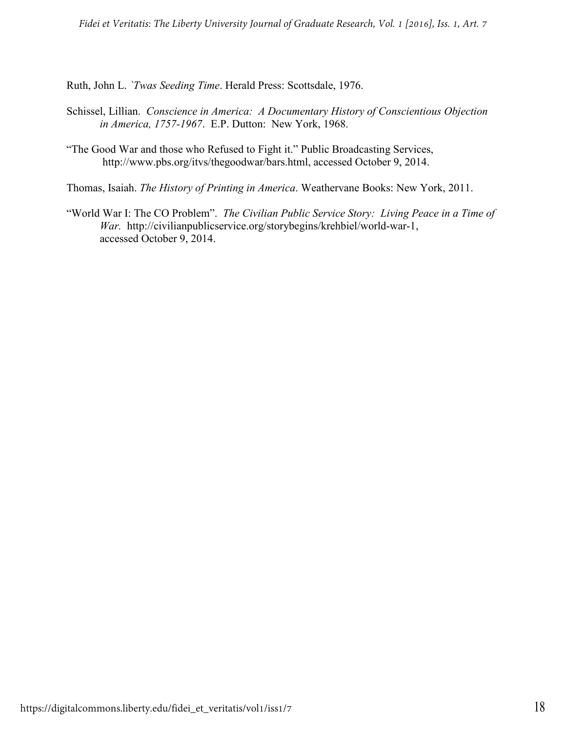Ruth, John L. *`Twas Seeding Time*. Herald Press: Scottsdale, 1976.

Schissel, Lillian. *Conscience in America: A Documentary History of Conscientious Objection in America, 1757-1967*. E.P. Dutton: New York, 1968.

"The Good War and those who Refused to Fight it." Public Broadcasting Services, http://www.pbs.org/itvs/thegoodwar/bars.html, accessed October 9, 2014.

Thomas, Isaiah. *The History of Printing in America*. Weathervane Books: New York, 2011.

"World War I: The CO Problem". *The Civilian Public Service Story: Living Peace in a Time of War.* http://civilianpublicservice.org/storybegins/krehbiel/world-war-1, accessed October 9, 2014.